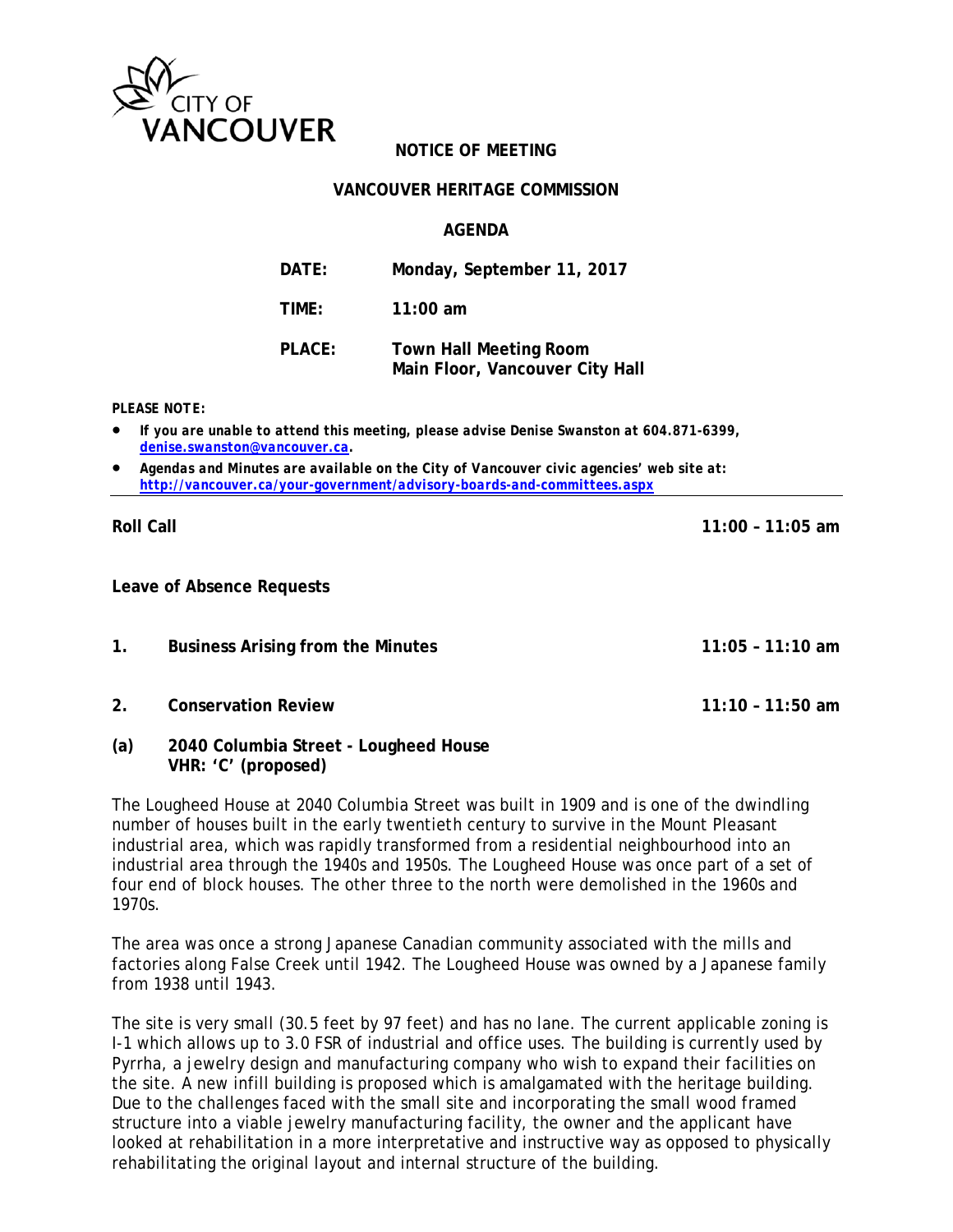CITY OF VANCOUVER

**NOTICE OF MEETING**

**VANCOUVER HERITAGE COMMISSION**

**AGENDA**

| | |
|---|---|
| **DATE:** | **Monday, September 11, 2017** |
| **TIME:** | **11:00 am** |
| **PLACE:** | **Town Hall Meeting Room**<br>**Main Floor, Vancouver City Hall** |

***PLEASE NOTE:***

- ***If you are unable to attend this meeting, please advise Denise Swanston at 604.871-6399, denise.swanston@vancouver.ca.***
- ***Agendas and Minutes are available on the City of Vancouver civic agencies' web site at: http://vancouver.ca/your-government/advisory-boards-and-committees.aspx***

---

**Roll Call** **11:00 – 11:05 am**

**Leave of Absence Requests**

**1. Business Arising from the Minutes** **11:05 – 11:10 am**

**2. Conservation Review** **11:10 – 11:50 am**

**(a) 2040 Columbia Street - Lougheed House**
**VHR: 'C' (proposed)**

The Lougheed House at 2040 Columbia Street was built in 1909 and is one of the dwindling number of houses built in the early twentieth century to survive in the Mount Pleasant industrial area, which was rapidly transformed from a residential neighbourhood into an industrial area through the 1940s and 1950s. The Lougheed House was once part of a set of four end of block houses. The other three to the north were demolished in the 1960s and 1970s.

The area was once a strong Japanese Canadian community associated with the mills and factories along False Creek until 1942. The Lougheed House was owned by a Japanese family from 1938 until 1943.

The site is very small (30.5 feet by 97 feet) and has no lane. The current applicable zoning is I-1 which allows up to 3.0 FSR of industrial and office uses. The building is currently used by Pyrrha, a jewelry design and manufacturing company who wish to expand their facilities on the site. A new infill building is proposed which is amalgamated with the heritage building. Due to the challenges faced with the small site and incorporating the small wood framed structure into a viable jewelry manufacturing facility, the owner and the applicant have looked at rehabilitation in a more interpretative and instructive way as opposed to physically rehabilitating the original layout and internal structure of the building.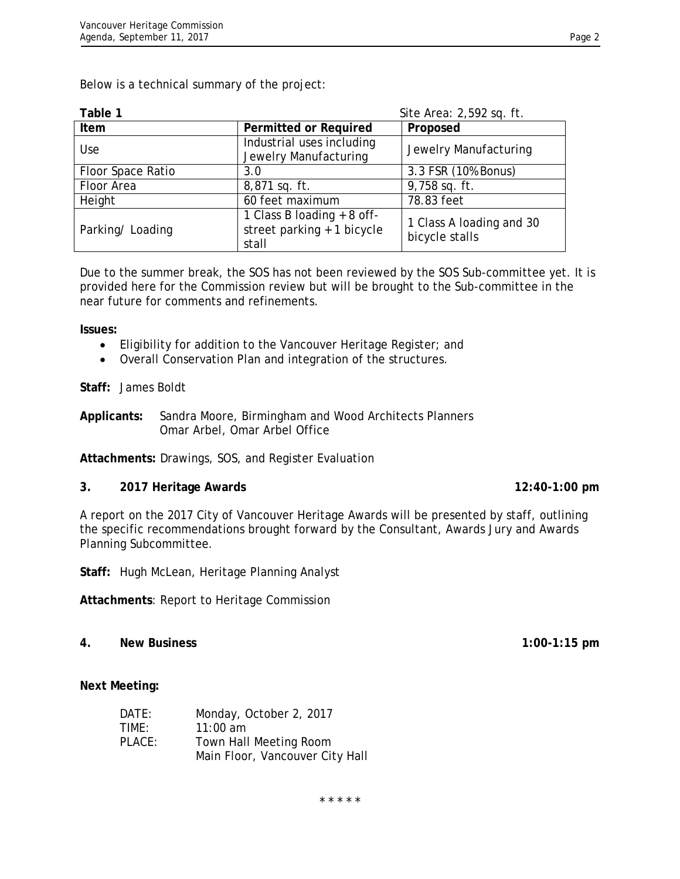Below is a technical summary of the project:

**Table 1** Site Area: 2,592 sq. ft.

| Item | Permitted or Required | Proposed |
|---|---|---|
| Use | Industrial uses including Jewelry Manufacturing | Jewelry Manufacturing |
| Floor Space Ratio | 3.0 | 3.3 FSR (10% Bonus) |
| Floor Area | 8,871 sq. ft. | 9,758 sq. ft. |
| Height | 60 feet maximum | 78.83 feet |
| Parking/ Loading | 1 Class B loading + 8 off-street parking + 1 bicycle stall | 1 Class A loading and 30 bicycle stalls |

Due to the summer break, the SOS has not been reviewed by the SOS Sub-committee yet. It is provided here for the Commission review but will be brought to the Sub-committee in the near future for comments and refinements.

**Issues:**

- Eligibility for addition to the Vancouver Heritage Register; and
- Overall Conservation Plan and integration of the structures.

**Staff:** James Boldt

**Applicants:** Sandra Moore, Birmingham and Wood Architects Planners
Omar Arbel, Omar Arbel Office

**Attachments:** Drawings, SOS, and Register Evaluation

**3. 2017 Heritage Awards** **12:40-1:00 pm**

A report on the 2017 City of Vancouver Heritage Awards will be presented by staff, outlining the specific recommendations brought forward by the Consultant, Awards Jury and Awards Planning Subcommittee.

**Staff:** Hugh McLean, Heritage Planning Analyst

**Attachments**: Report to Heritage Commission

**4. New Business** **1:00-1:15 pm**

**Next Meeting:**

DATE: Monday, October 2, 2017
TIME: 11:00 am
PLACE: Town Hall Meeting Room
Main Floor, Vancouver City Hall

* * * * *